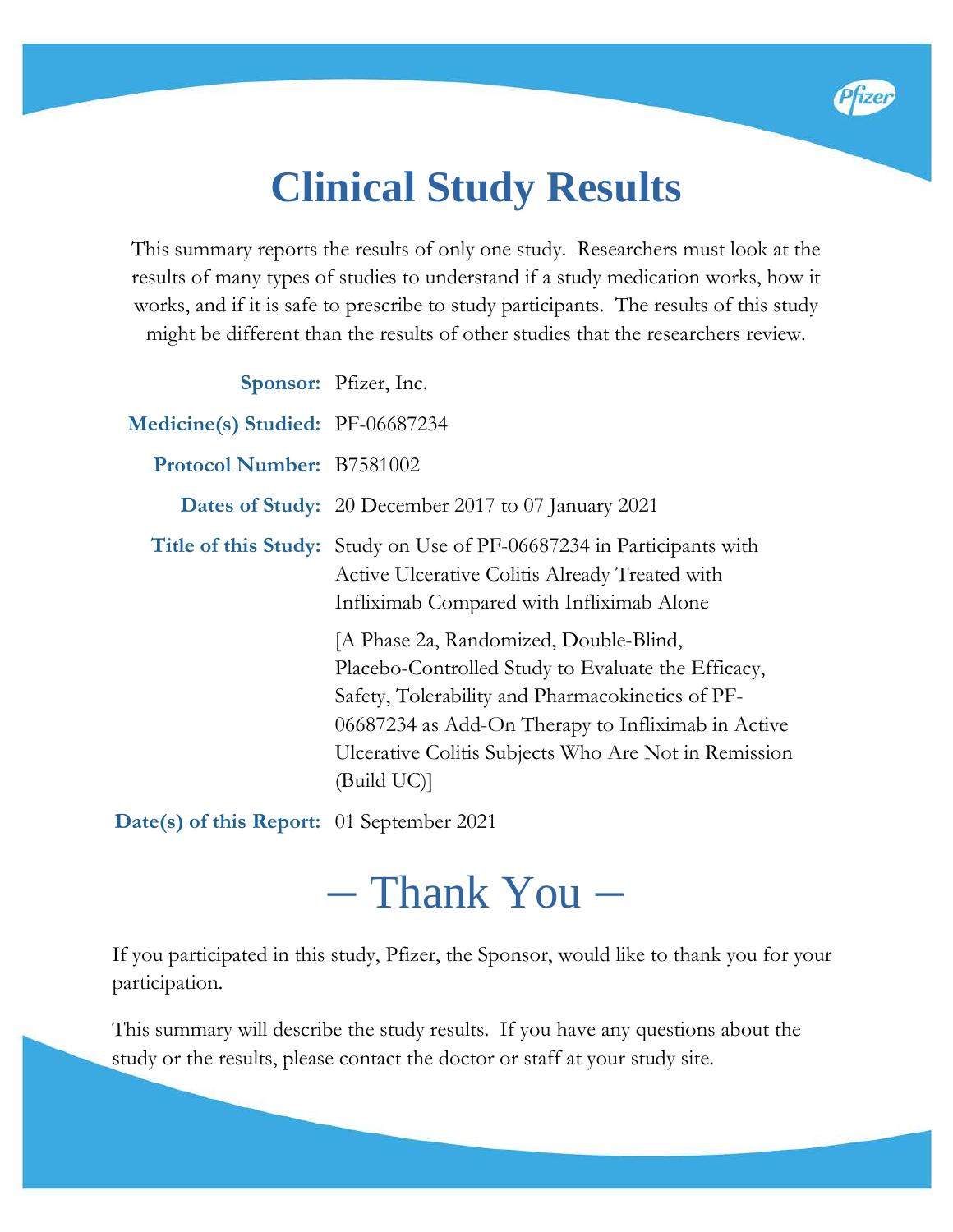# Clinical Study Results

This summary reports the results of only one study. Researchers must look at the results of many types of studies to understand if a study medication works, how it works, and if it is safe to prescribe to study participants. The results of this study might be different than the results of other studies that the researchers review.

**Sponsor:** Pfizer, Inc.

**Medicine(s) Studied:** PF-06687234

**Protocol Number:** B7581002

**Dates of Study:** 20 December 2017 to 07 January 2021

**Title of this Study:** Study on Use of PF-06687234 in Participants with Active Ulcerative Colitis Already Treated with Infliximab Compared with Infliximab Alone

[A Phase 2a, Randomized, Double-Blind, Placebo-Controlled Study to Evaluate the Efficacy, Safety, Tolerability and Pharmacokinetics of PF-06687234 as Add-On Therapy to Infliximab in Active Ulcerative Colitis Subjects Who Are Not in Remission (Build UC)]

**Date(s) of this Report:** 01 September 2021

## – Thank You –

If you participated in this study, Pfizer, the Sponsor, would like to thank you for your participation.

This summary will describe the study results. If you have any questions about the study or the results, please contact the doctor or staff at your study site.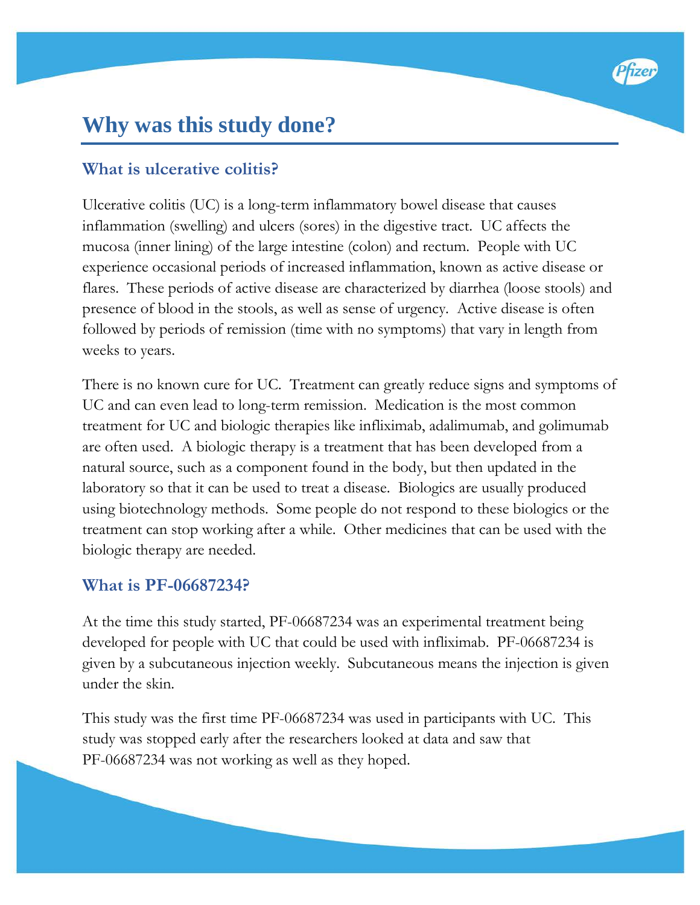# Why was this study done?

## What is ulcerative colitis?

Ulcerative colitis (UC) is a long-term inflammatory bowel disease that causes inflammation (swelling) and ulcers (sores) in the digestive tract. UC affects the mucosa (inner lining) of the large intestine (colon) and rectum. People with UC experience occasional periods of increased inflammation, known as active disease or flares. These periods of active disease are characterized by diarrhea (loose stools) and presence of blood in the stools, as well as sense of urgency. Active disease is often followed by periods of remission (time with no symptoms) that vary in length from weeks to years.

There is no known cure for UC. Treatment can greatly reduce signs and symptoms of UC and can even lead to long-term remission. Medication is the most common treatment for UC and biologic therapies like infliximab, adalimumab, and golimumab are often used. A biologic therapy is a treatment that has been developed from a natural source, such as a component found in the body, but then updated in the laboratory so that it can be used to treat a disease. Biologics are usually produced using biotechnology methods. Some people do not respond to these biologics or the treatment can stop working after a while. Other medicines that can be used with the biologic therapy are needed.

## What is PF-06687234?

At the time this study started, PF-06687234 was an experimental treatment being developed for people with UC that could be used with infliximab. PF-06687234 is given by a subcutaneous injection weekly. Subcutaneous means the injection is given under the skin.

This study was the first time PF-06687234 was used in participants with UC. This study was stopped early after the researchers looked at data and saw that PF-06687234 was not working as well as they hoped.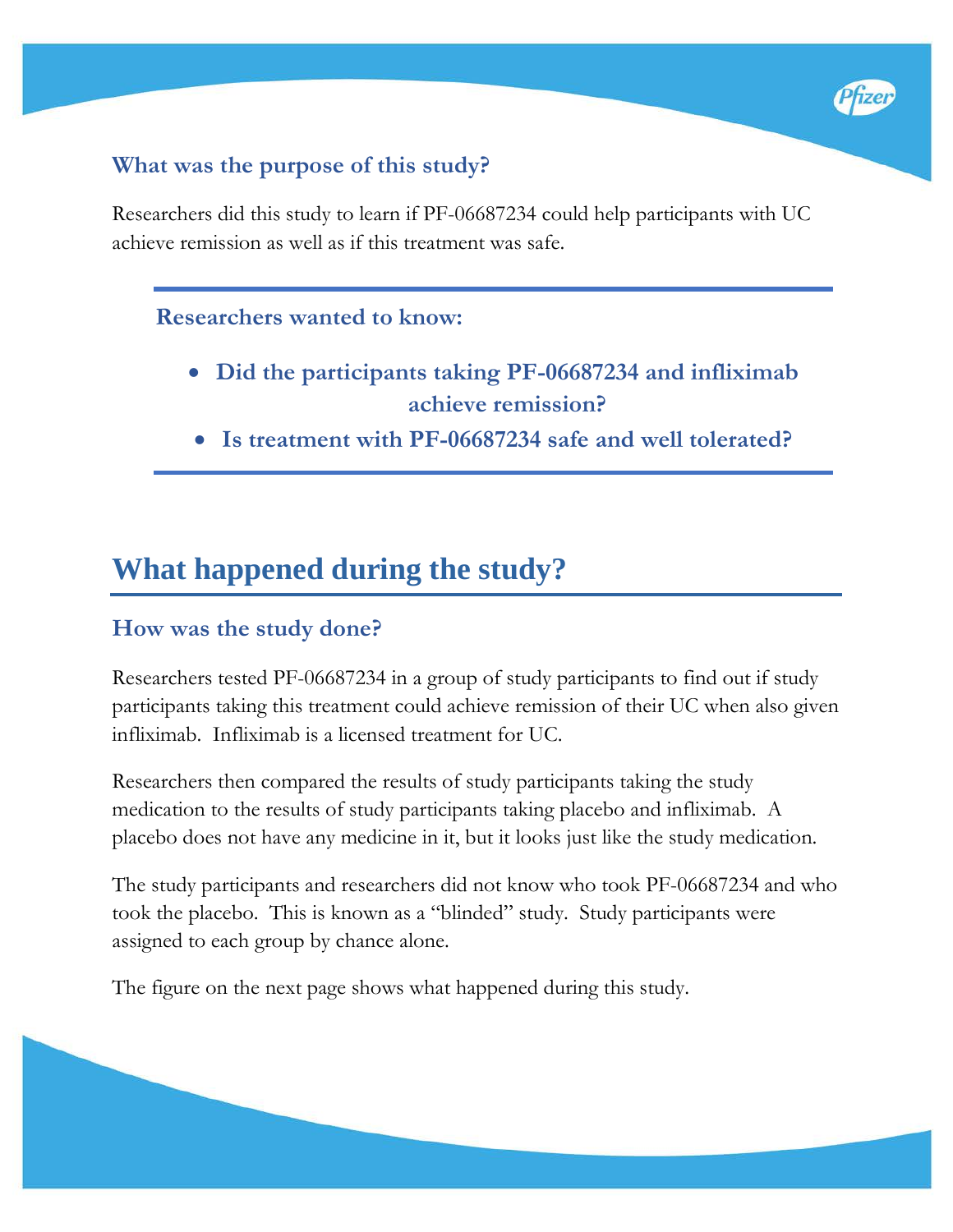### What was the purpose of this study?

Researchers did this study to learn if PF-06687234 could help participants with UC achieve remission as well as if this treatment was safe.

---

**Researchers wanted to know:**

- **Did the participants taking PF-06687234 and infliximab achieve remission?**
- **Is treatment with PF-06687234 safe and well tolerated?**

---

## What happened during the study?

### How was the study done?

Researchers tested PF-06687234 in a group of study participants to find out if study participants taking this treatment could achieve remission of their UC when also given infliximab. Infliximab is a licensed treatment for UC.

Researchers then compared the results of study participants taking the study medication to the results of study participants taking placebo and infliximab. A placebo does not have any medicine in it, but it looks just like the study medication.

The study participants and researchers did not know who took PF-06687234 and who took the placebo. This is known as a "blinded" study. Study participants were assigned to each group by chance alone.

The figure on the next page shows what happened during this study.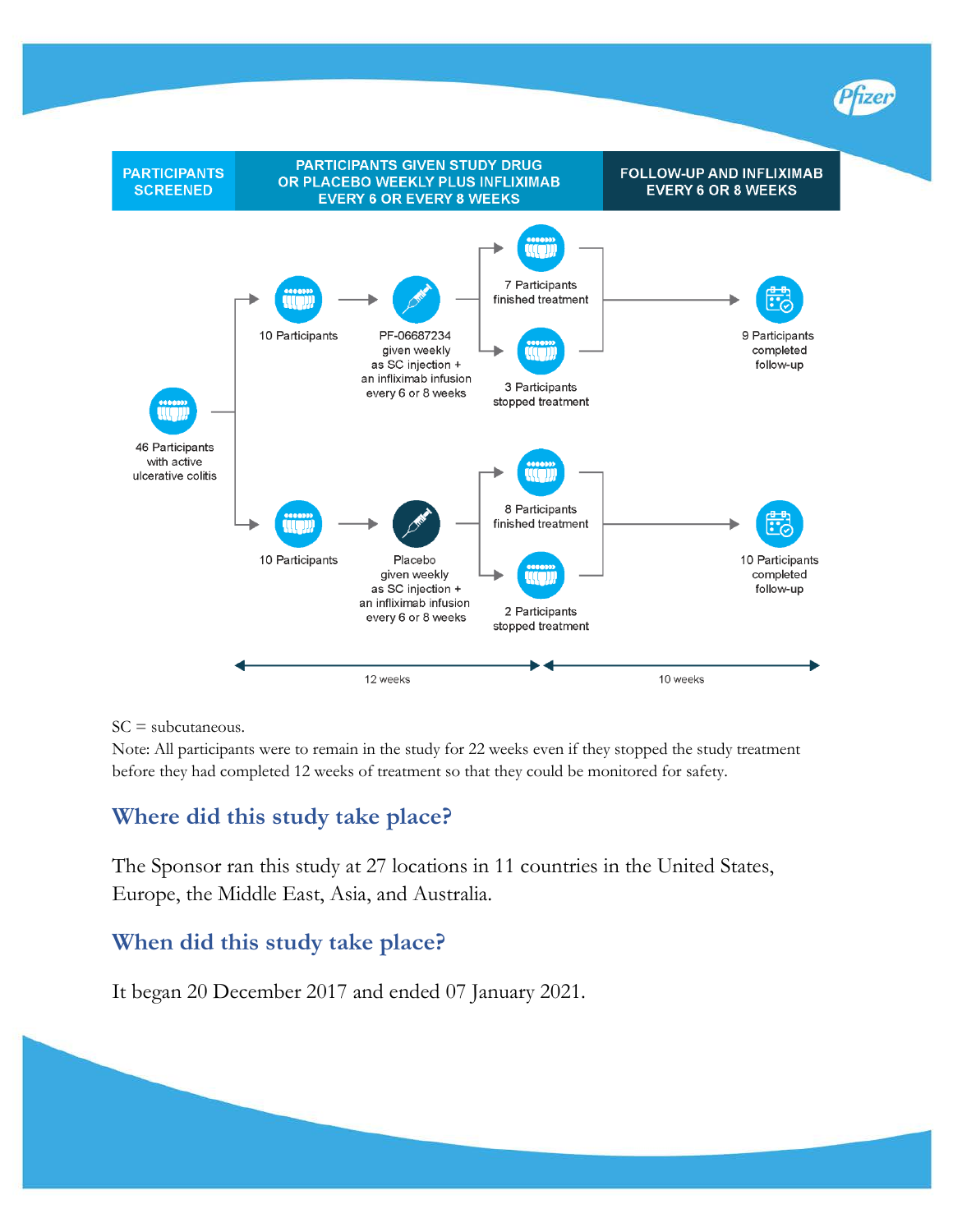| PARTICIPANTS SCREENED | PARTICIPANTS GIVEN STUDY DRUG OR PLACEBO WEEKLY PLUS INFLIXIMAB EVERY 6 OR EVERY 8 WEEKS | | FOLLOW-UP AND INFLIXIMAB EVERY 6 OR 8 WEEKS |
|---|---|---|---|
| 46 Participants with active ulcerative colitis | 10 Participants → PF-06687234 given weekly as SC injection + an infliximab infusion every 6 or 8 weeks | 7 Participants finished treatment; 3 Participants stopped treatment | 9 Participants completed follow-up |
| | 10 Participants → Placebo given weekly as SC injection + an infliximab infusion every 6 or 8 weeks | 8 Participants finished treatment; 2 Participants stopped treatment | 10 Participants completed follow-up |
| | 12 weeks | | 10 weeks |

SC = subcutaneous.

Note: All participants were to remain in the study for 22 weeks even if they stopped the study treatment before they had completed 12 weeks of treatment so that they could be monitored for safety.

## Where did this study take place?

The Sponsor ran this study at 27 locations in 11 countries in the United States, Europe, the Middle East, Asia, and Australia.

## When did this study take place?

It began 20 December 2017 and ended 07 January 2021.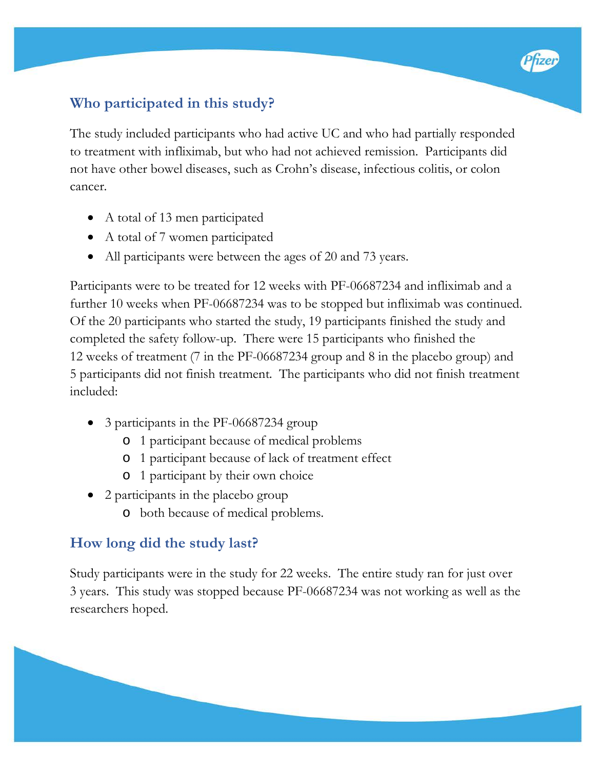## Who participated in this study?

The study included participants who had active UC and who had partially responded to treatment with infliximab, but who had not achieved remission. Participants did not have other bowel diseases, such as Crohn's disease, infectious colitis, or colon cancer.

- A total of 13 men participated
- A total of 7 women participated
- All participants were between the ages of 20 and 73 years.

Participants were to be treated for 12 weeks with PF-06687234 and infliximab and a further 10 weeks when PF-06687234 was to be stopped but infliximab was continued. Of the 20 participants who started the study, 19 participants finished the study and completed the safety follow-up. There were 15 participants who finished the 12 weeks of treatment (7 in the PF-06687234 group and 8 in the placebo group) and 5 participants did not finish treatment. The participants who did not finish treatment included:

- 3 participants in the PF-06687234 group
  - 1 participant because of medical problems
  - 1 participant because of lack of treatment effect
  - 1 participant by their own choice
- 2 participants in the placebo group
  - both because of medical problems.

## How long did the study last?

Study participants were in the study for 22 weeks. The entire study ran for just over 3 years. This study was stopped because PF-06687234 was not working as well as the researchers hoped.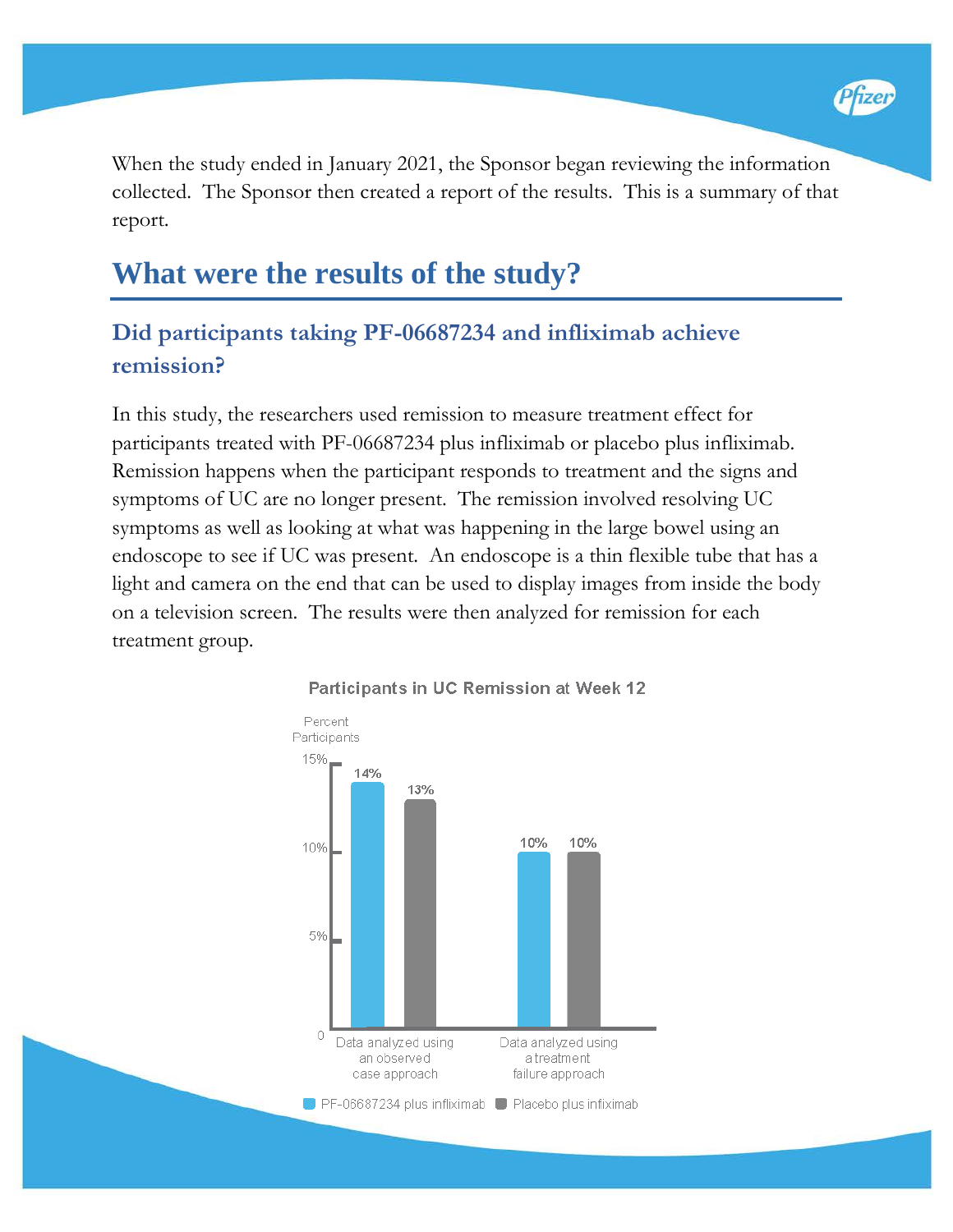When the study ended in January 2021, the Sponsor began reviewing the information collected. The Sponsor then created a report of the results. This is a summary of that report.

# What were the results of the study?

## Did participants taking PF-06687234 and infliximab achieve remission?

In this study, the researchers used remission to measure treatment effect for participants treated with PF-06687234 plus infliximab or placebo plus infliximab. Remission happens when the participant responds to treatment and the signs and symptoms of UC are no longer present. The remission involved resolving UC symptoms as well as looking at what was happening in the large bowel using an endoscope to see if UC was present. An endoscope is a thin flexible tube that has a light and camera on the end that can be used to display images from inside the body on a television screen. The results were then analyzed for remission for each treatment group.

**Participants in UC Remission at Week 12**

| Percent Participants | PF-06687234 plus infliximab | Placebo plus infiximab |
|---|---|---|
| Data analyzed using an observed case approach | 14% | 13% |
| Data analyzed using a treatment failure approach | 10% | 10% |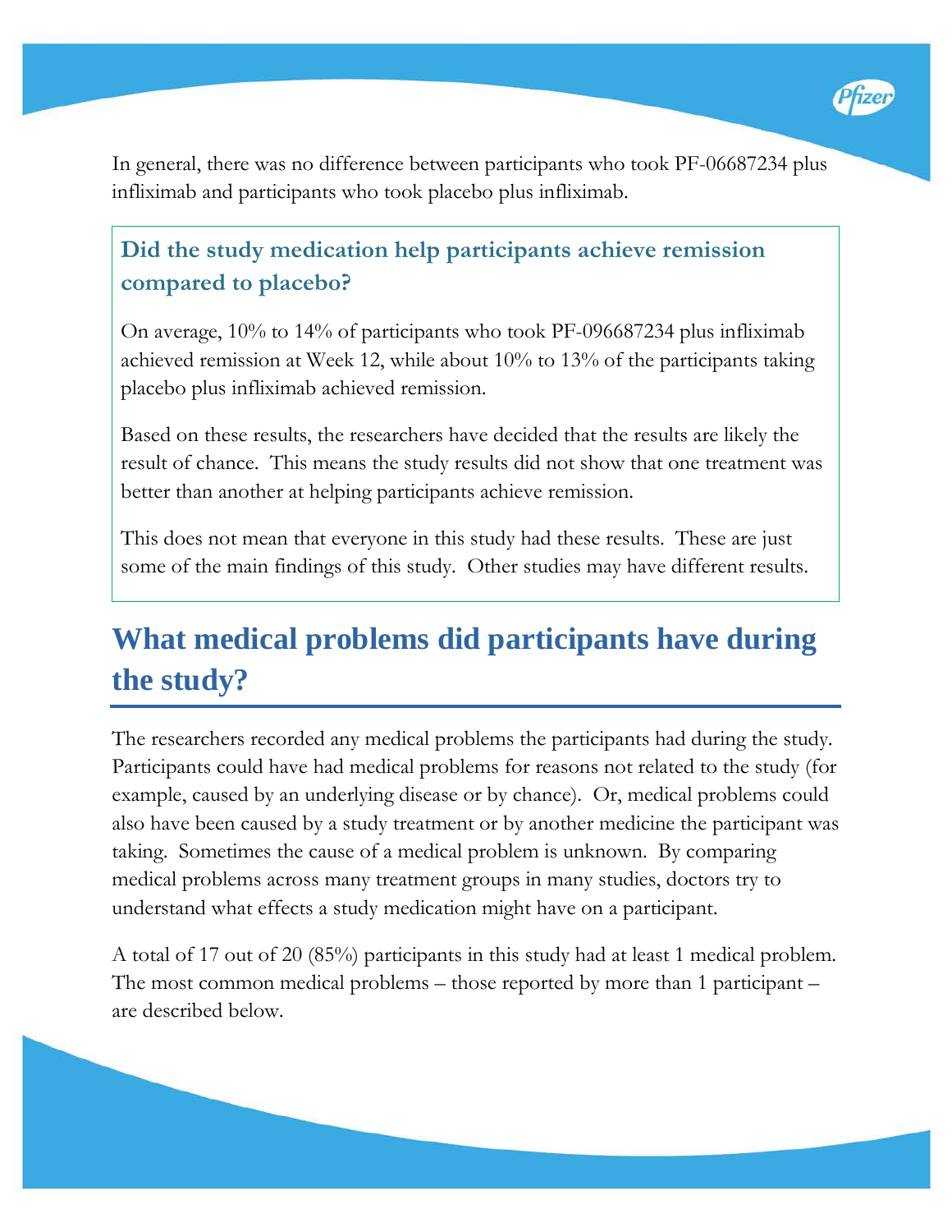In general, there was no difference between participants who took PF-06687234 plus infliximab and participants who took placebo plus infliximab.

### Did the study medication help participants achieve remission compared to placebo?

On average, 10% to 14% of participants who took PF-096687234 plus infliximab achieved remission at Week 12, while about 10% to 13% of the participants taking placebo plus infliximab achieved remission.

Based on these results, the researchers have decided that the results are likely the result of chance. This means the study results did not show that one treatment was better than another at helping participants achieve remission.

This does not mean that everyone in this study had these results. These are just some of the main findings of this study. Other studies may have different results.

## What medical problems did participants have during the study?

The researchers recorded any medical problems the participants had during the study. Participants could have had medical problems for reasons not related to the study (for example, caused by an underlying disease or by chance). Or, medical problems could also have been caused by a study treatment or by another medicine the participant was taking. Sometimes the cause of a medical problem is unknown. By comparing medical problems across many treatment groups in many studies, doctors try to understand what effects a study medication might have on a participant.

A total of 17 out of 20 (85%) participants in this study had at least 1 medical problem. The most common medical problems – those reported by more than 1 participant – are described below.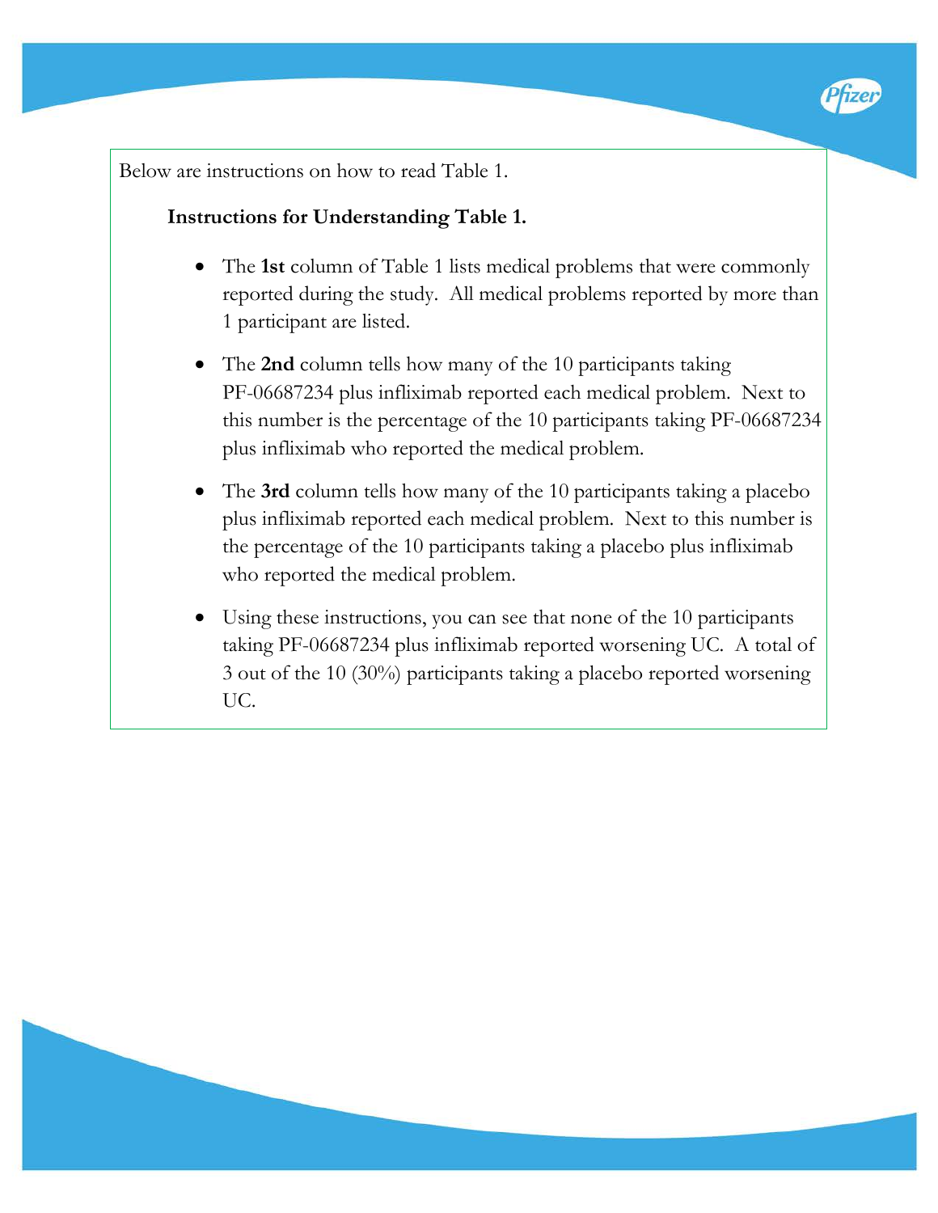Below are instructions on how to read Table 1.

**Instructions for Understanding Table 1.**

- The **1st** column of Table 1 lists medical problems that were commonly reported during the study. All medical problems reported by more than 1 participant are listed.
- The **2nd** column tells how many of the 10 participants taking PF-06687234 plus infliximab reported each medical problem. Next to this number is the percentage of the 10 participants taking PF-06687234 plus infliximab who reported the medical problem.
- The **3rd** column tells how many of the 10 participants taking a placebo plus infliximab reported each medical problem. Next to this number is the percentage of the 10 participants taking a placebo plus infliximab who reported the medical problem.
- Using these instructions, you can see that none of the 10 participants taking PF-06687234 plus infliximab reported worsening UC. A total of 3 out of the 10 (30%) participants taking a placebo reported worsening UC.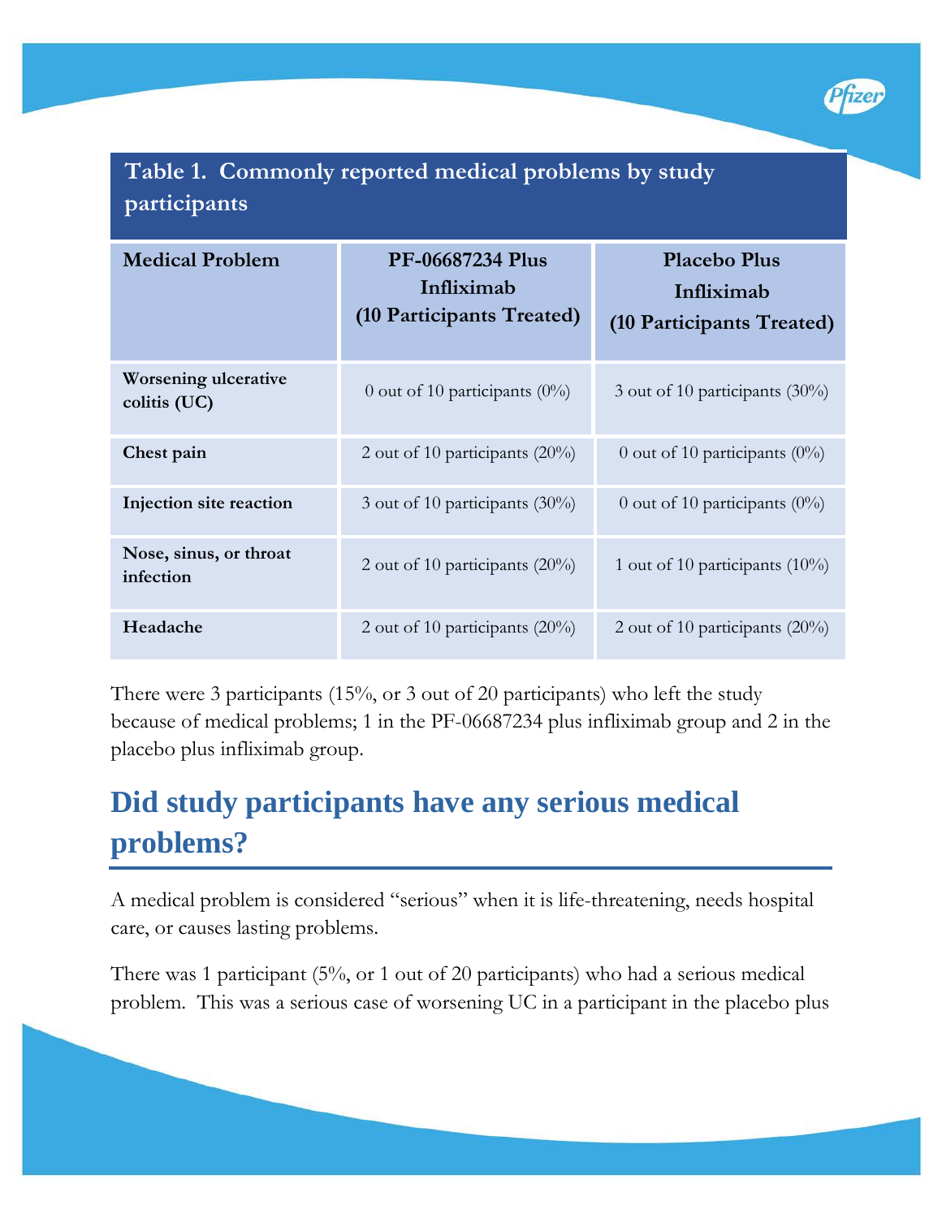**Table 1. Commonly reported medical problems by study participants**

| Medical Problem | PF-06687234 Plus Infliximab (10 Participants Treated) | Placebo Plus Infliximab (10 Participants Treated) |
|---|---|---|
| **Worsening ulcerative colitis (UC)** | 0 out of 10 participants (0%) | 3 out of 10 participants (30%) |
| **Chest pain** | 2 out of 10 participants (20%) | 0 out of 10 participants (0%) |
| **Injection site reaction** | 3 out of 10 participants (30%) | 0 out of 10 participants (0%) |
| **Nose, sinus, or throat infection** | 2 out of 10 participants (20%) | 1 out of 10 participants (10%) |
| **Headache** | 2 out of 10 participants (20%) | 2 out of 10 participants (20%) |

There were 3 participants (15%, or 3 out of 20 participants) who left the study because of medical problems; 1 in the PF-06687234 plus infliximab group and 2 in the placebo plus infliximab group.

## Did study participants have any serious medical problems?

A medical problem is considered "serious" when it is life-threatening, needs hospital care, or causes lasting problems.

There was 1 participant (5%, or 1 out of 20 participants) who had a serious medical problem. This was a serious case of worsening UC in a participant in the placebo plus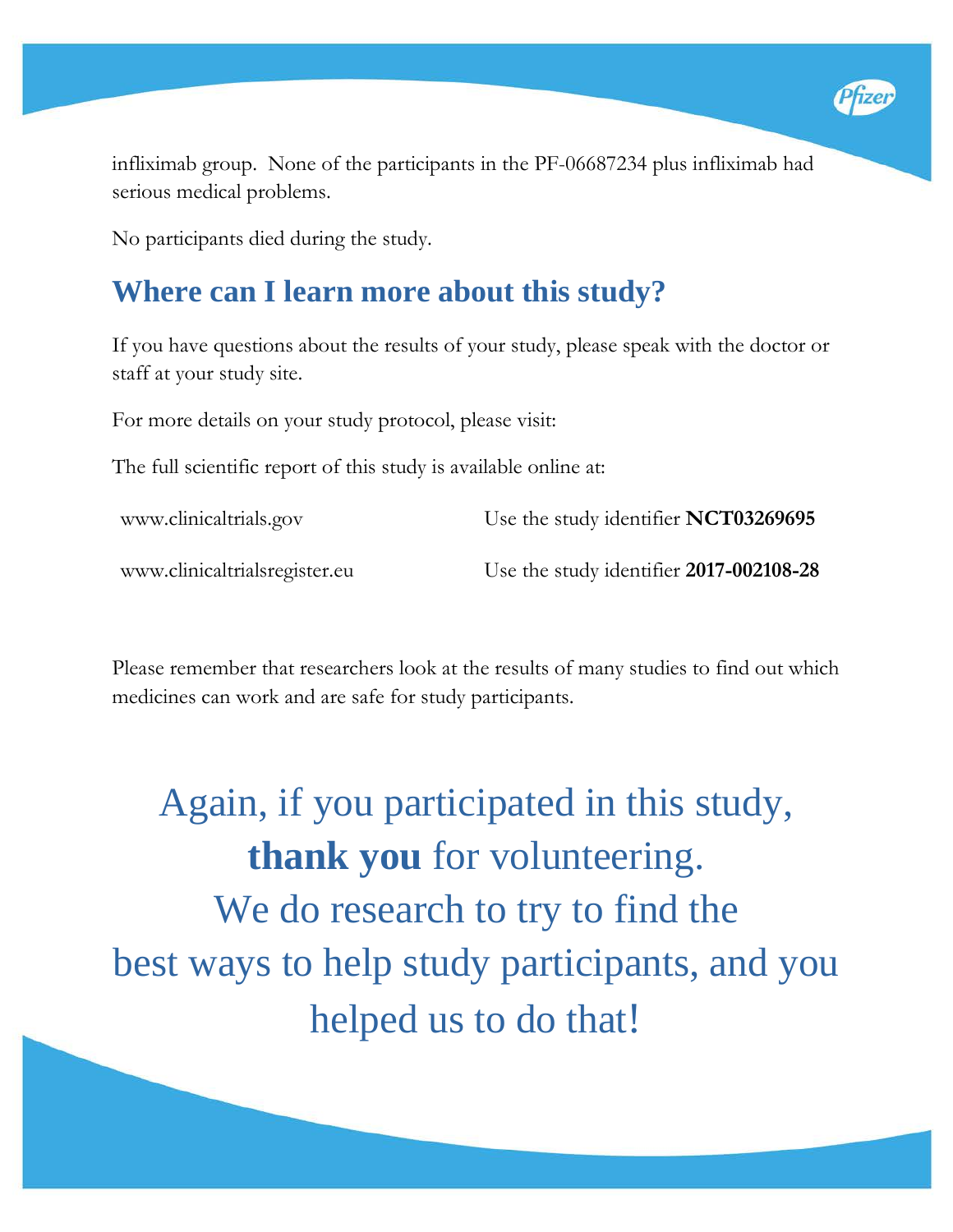infliximab group.  None of the participants in the PF-06687234 plus infliximab had serious medical problems.

No participants died during the study.

## Where can I learn more about this study?

If you have questions about the results of your study, please speak with the doctor or staff at your study site.

For more details on your study protocol, please visit:

The full scientific report of this study is available online at:

| | |
|---|---|
| www.clinicaltrials.gov | Use the study identifier **NCT03269695** |
| www.clinicaltrialsregister.eu | Use the study identifier **2017-002108-28** |

Please remember that researchers look at the results of many studies to find out which medicines can work and are safe for study participants.

Again, if you participated in this study, **thank you** for volunteering.
We do research to try to find the best ways to help study participants, and you helped us to do that!